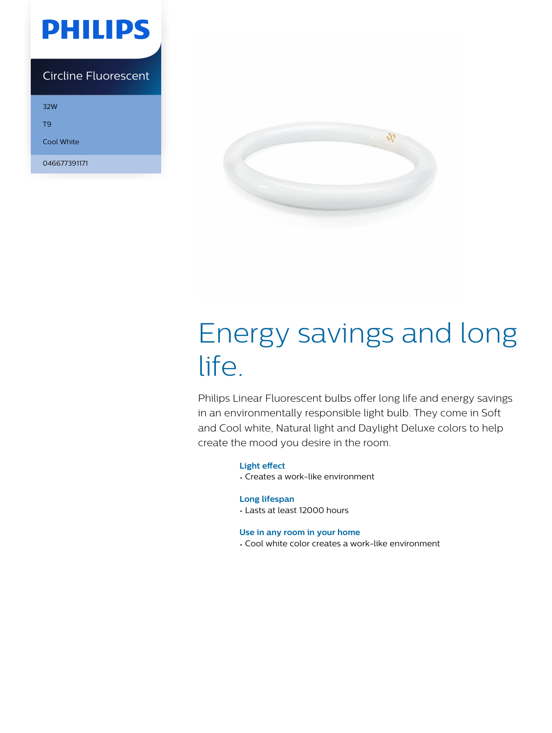PHILIPS

Circline Fluorescent

32W

T9

Cool White

046677391171

# Energy savings and long life.

Philips Linear Fluorescent bulbs offer long life and energy savings in an environmentally responsible light bulb. They come in Soft and Cool white, Natural light and Daylight Deluxe colors to help create the mood you desire in the room.

**Light effect**
- Creates a work-like environment

**Long lifespan**
- Lasts at least 12000 hours

**Use in any room in your home**
- Cool white color creates a work-like environment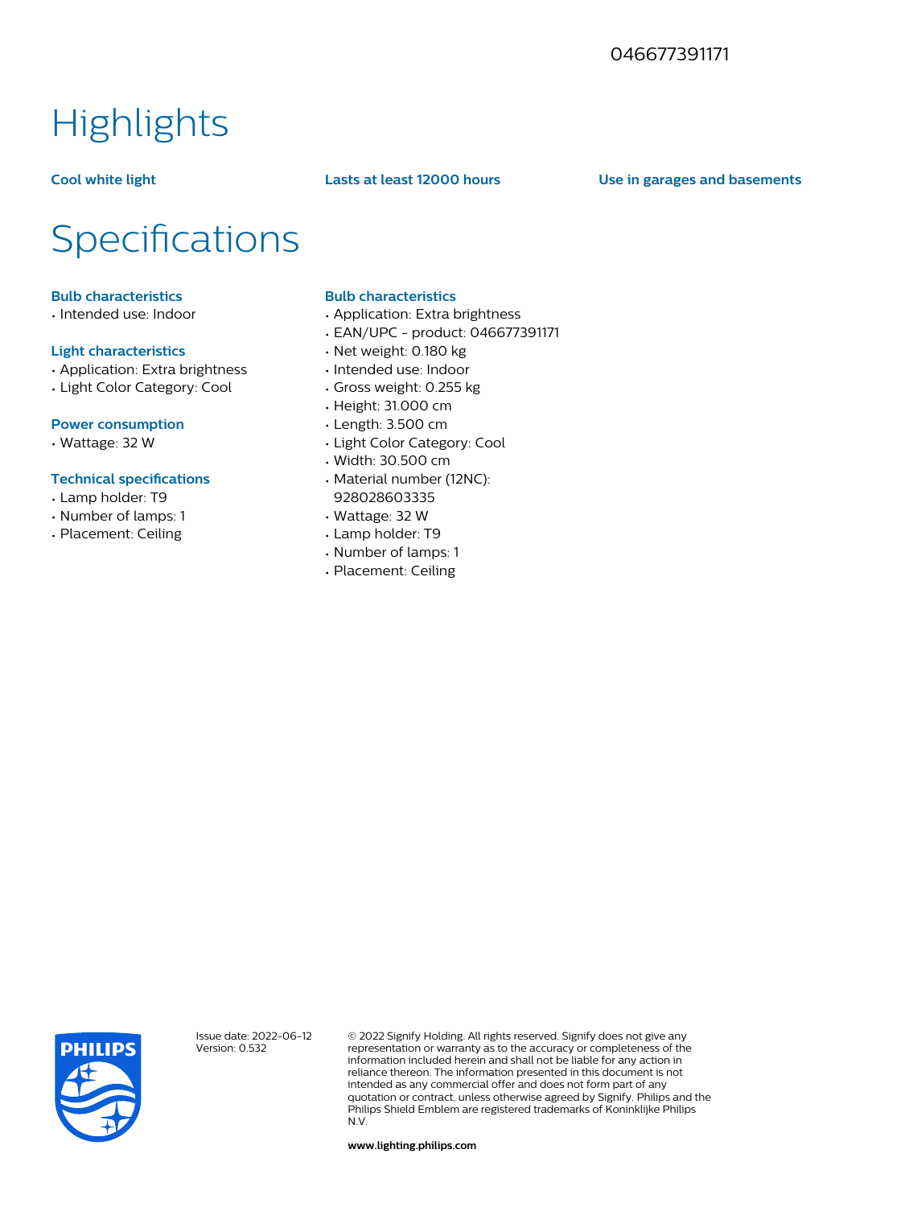046677391171

# Highlights

**Cool white light**

**Lasts at least 12000 hours**

**Use in garages and basements**

# Specifications

### Bulb characteristics

- Intended use: Indoor

### Light characteristics

- Application: Extra brightness
- Light Color Category: Cool

### Power consumption

- Wattage: 32 W

### Technical specifications

- Lamp holder: T9
- Number of lamps: 1
- Placement: Ceiling

### Bulb characteristics

- Application: Extra brightness
- EAN/UPC - product: 046677391171
- Net weight: 0.180 kg
- Intended use: Indoor
- Gross weight: 0.255 kg
- Height: 31.000 cm
- Length: 3.500 cm
- Light Color Category: Cool
- Width: 30.500 cm
- Material number (12NC): 928028603335
- Wattage: 32 W
- Lamp holder: T9
- Number of lamps: 1
- Placement: Ceiling

Issue date: 2022-06-12
Version: 0.532

© 2022 Signify Holding. All rights reserved. Signify does not give any representation or warranty as to the accuracy or completeness of the information included herein and shall not be liable for any action in reliance thereon. The information presented in this document is not intended as any commercial offer and does not form part of any quotation or contract, unless otherwise agreed by Signify. Philips and the Philips Shield Emblem are registered trademarks of Koninklijke Philips N.V.

**www.lighting.philips.com**